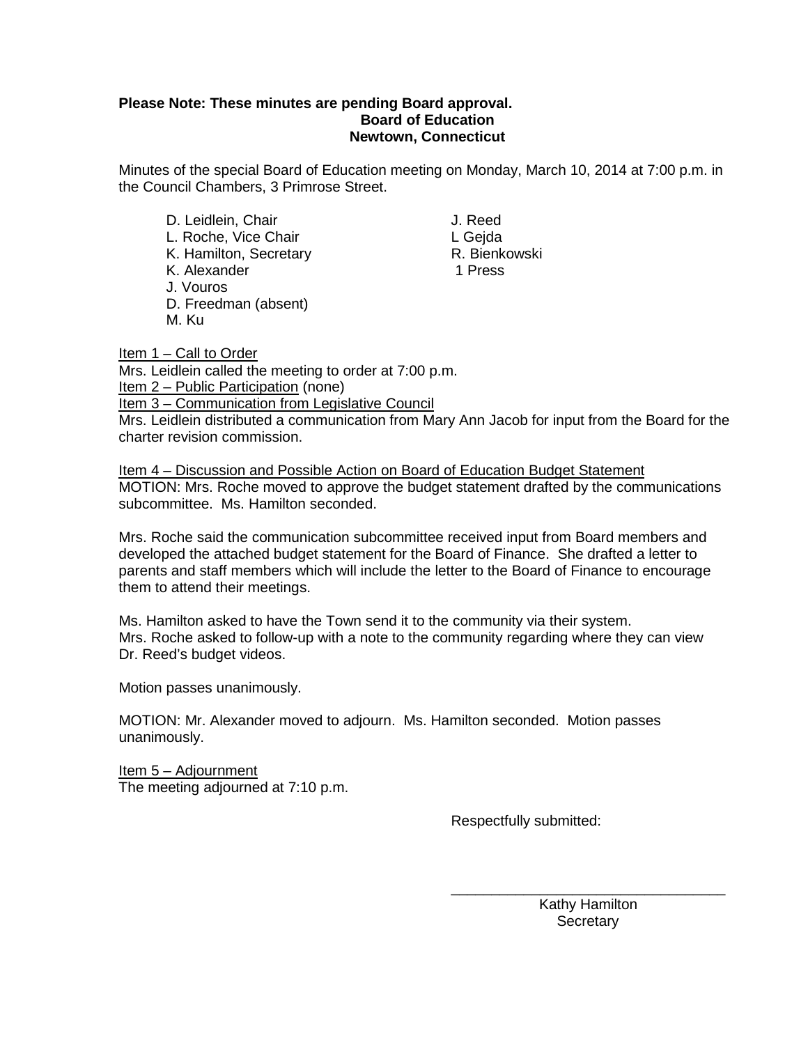**Please Note: These minutes are pending Board approval.**

**Board of Education**
**Newtown, Connecticut**

Minutes of the special Board of Education meeting on Monday, March 10, 2014 at 7:00 p.m. in the Council Chambers, 3 Primrose Street.

D. Leidlein, Chair
L. Roche, Vice Chair
K. Hamilton, Secretary
K. Alexander
J. Vouros
D. Freedman (absent)
M. Ku

J. Reed
L Gejda
R. Bienkowski
1 Press

Item 1 – Call to Order
Mrs. Leidlein called the meeting to order at 7:00 p.m.
Item 2 – Public Participation (none)
Item 3 – Communication from Legislative Council
Mrs. Leidlein distributed a communication from Mary Ann Jacob for input from the Board for the charter revision commission.

Item 4 – Discussion and Possible Action on Board of Education Budget Statement
MOTION: Mrs. Roche moved to approve the budget statement drafted by the communications subcommittee. Ms. Hamilton seconded.

Mrs. Roche said the communication subcommittee received input from Board members and developed the attached budget statement for the Board of Finance. She drafted a letter to parents and staff members which will include the letter to the Board of Finance to encourage them to attend their meetings.

Ms. Hamilton asked to have the Town send it to the community via their system.
Mrs. Roche asked to follow-up with a note to the community regarding where they can view Dr. Reed's budget videos.

Motion passes unanimously.

MOTION: Mr. Alexander moved to adjourn. Ms. Hamilton seconded. Motion passes unanimously.

Item 5 – Adjournment
The meeting adjourned at 7:10 p.m.

Respectfully submitted:

\_\_\_\_\_\_\_\_\_\_\_\_\_\_\_\_\_\_\_\_\_\_\_\_\_\_\_\_\_\_\_\_\_\_
Kathy Hamilton
Secretary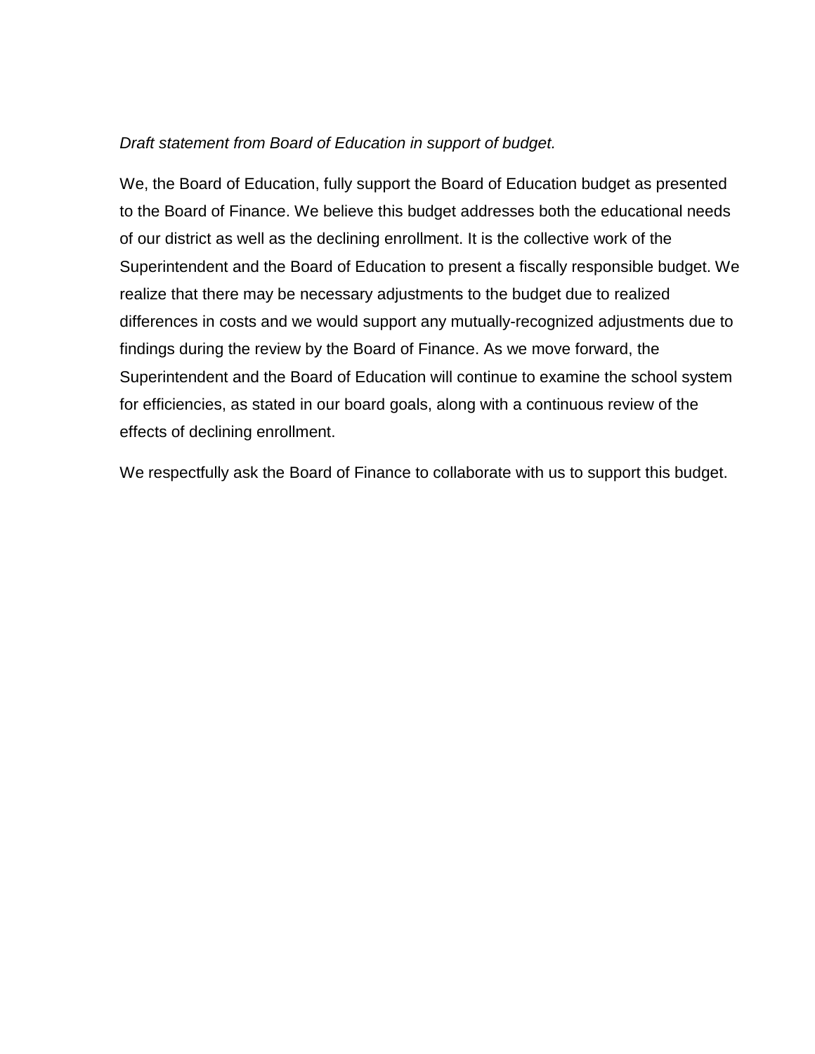*Draft statement from Board of Education in support of budget.*

We, the Board of Education, fully support the Board of Education budget as presented to the Board of Finance. We believe this budget addresses both the educational needs of our district as well as the declining enrollment. It is the collective work of the Superintendent and the Board of Education to present a fiscally responsible budget. We realize that there may be necessary adjustments to the budget due to realized differences in costs and we would support any mutually-recognized adjustments due to findings during the review by the Board of Finance. As we move forward, the Superintendent and the Board of Education will continue to examine the school system for efficiencies, as stated in our board goals, along with a continuous review of the effects of declining enrollment.

We respectfully ask the Board of Finance to collaborate with us to support this budget.